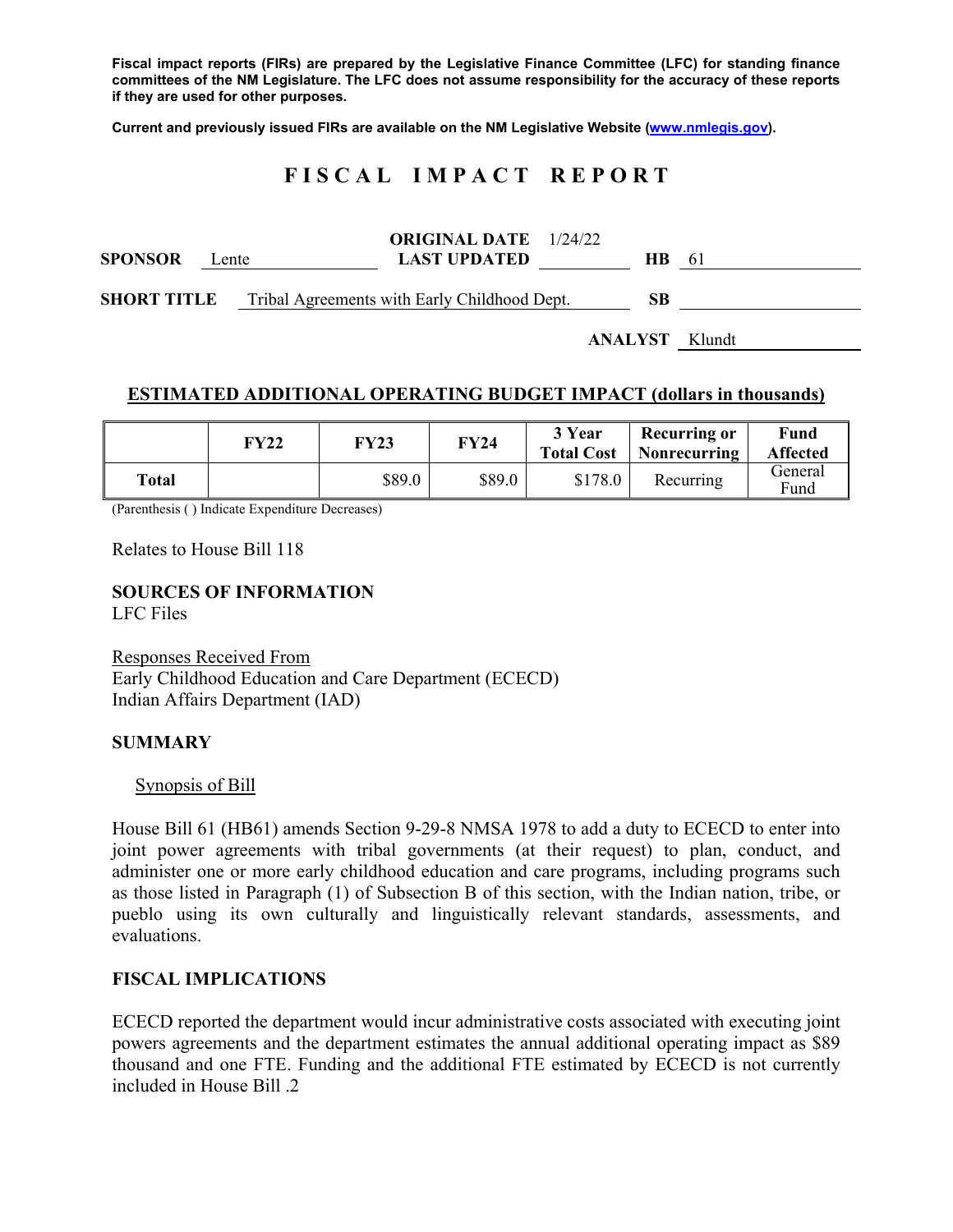**Fiscal impact reports (FIRs) are prepared by the Legislative Finance Committee (LFC) for standing finance committees of the NM Legislature. The LFC does not assume responsibility for the accuracy of these reports if they are used for other purposes.**

**Current and previously issued FIRs are available on the NM Legislative Website (www.nmlegis.gov).**

# FISCAL IMPACT REPORT

**SPONSOR** Lente **ORIGINAL DATE** 1/24/22 **LAST UPDATED** **HB** 61

**SHORT TITLE** Tribal Agreements with Early Childhood Dept. **SB**

**ANALYST** Klundt

## ESTIMATED ADDITIONAL OPERATING BUDGET IMPACT (dollars in thousands)

| | FY22 | FY23 | FY24 | 3 Year Total Cost | Recurring or Nonrecurring | Fund Affected |
|---|---|---|---|---|---|---|
| **Total** | | $89.0 | $89.0 | $178.0 | Recurring | General Fund |

(Parenthesis ( ) Indicate Expenditure Decreases)

Relates to House Bill 118

**SOURCES OF INFORMATION**
LFC Files

Responses Received From
Early Childhood Education and Care Department (ECECD)
Indian Affairs Department (IAD)

**SUMMARY**

Synopsis of Bill

House Bill 61 (HB61) amends Section 9-29-8 NMSA 1978 to add a duty to ECECD to enter into joint power agreements with tribal governments (at their request) to plan, conduct, and administer one or more early childhood education and care programs, including programs such as those listed in Paragraph (1) of Subsection B of this section, with the Indian nation, tribe, or pueblo using its own culturally and linguistically relevant standards, assessments, and evaluations.

**FISCAL IMPLICATIONS**

ECECD reported the department would incur administrative costs associated with executing joint powers agreements and the department estimates the annual additional operating impact as $89 thousand and one FTE. Funding and the additional FTE estimated by ECECD is not currently included in House Bill .2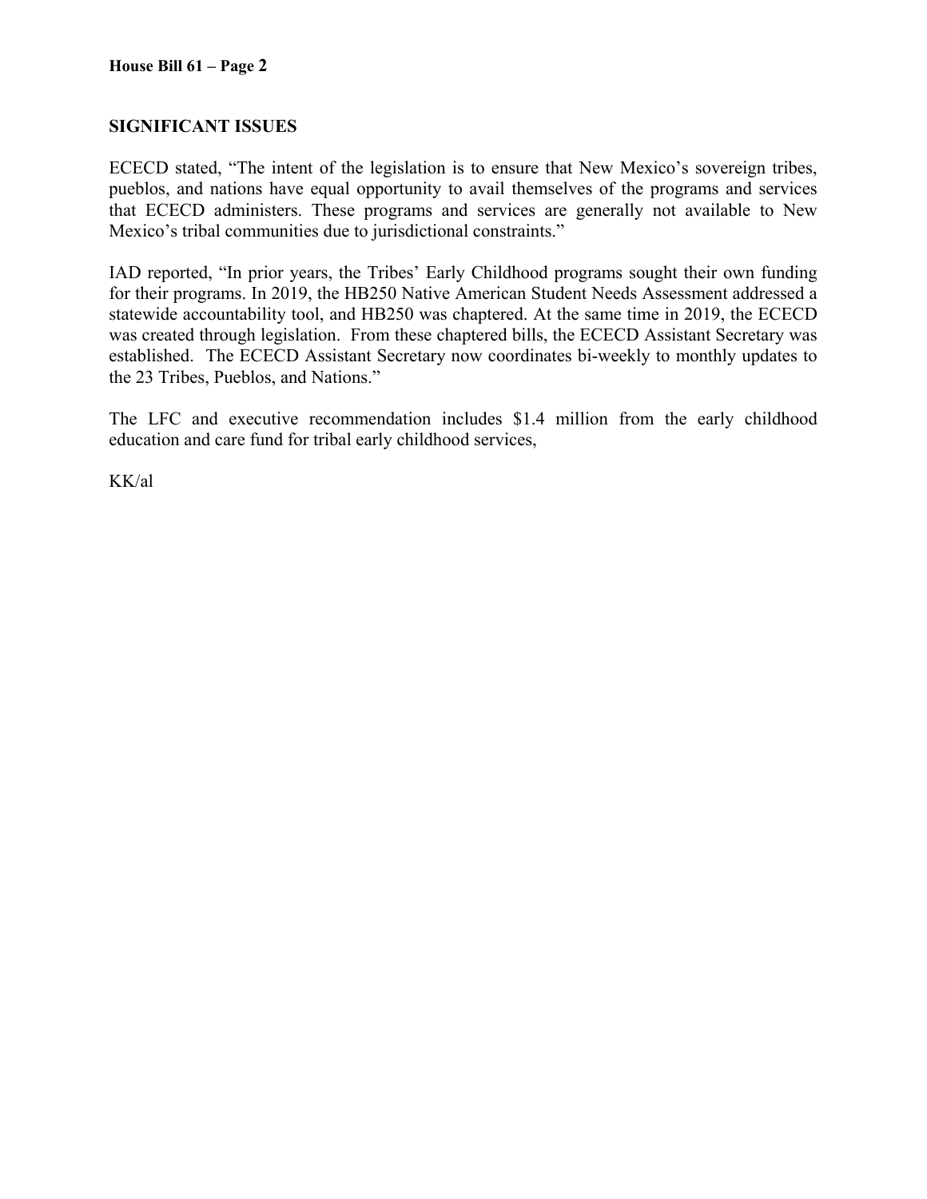## SIGNIFICANT ISSUES

ECECD stated, "The intent of the legislation is to ensure that New Mexico's sovereign tribes, pueblos, and nations have equal opportunity to avail themselves of the programs and services that ECECD administers. These programs and services are generally not available to New Mexico's tribal communities due to jurisdictional constraints."

IAD reported, "In prior years, the Tribes' Early Childhood programs sought their own funding for their programs. In 2019, the HB250 Native American Student Needs Assessment addressed a statewide accountability tool, and HB250 was chaptered. At the same time in 2019, the ECECD was created through legislation. From these chaptered bills, the ECECD Assistant Secretary was established. The ECECD Assistant Secretary now coordinates bi-weekly to monthly updates to the 23 Tribes, Pueblos, and Nations."

The LFC and executive recommendation includes $1.4 million from the early childhood education and care fund for tribal early childhood services,

KK/al